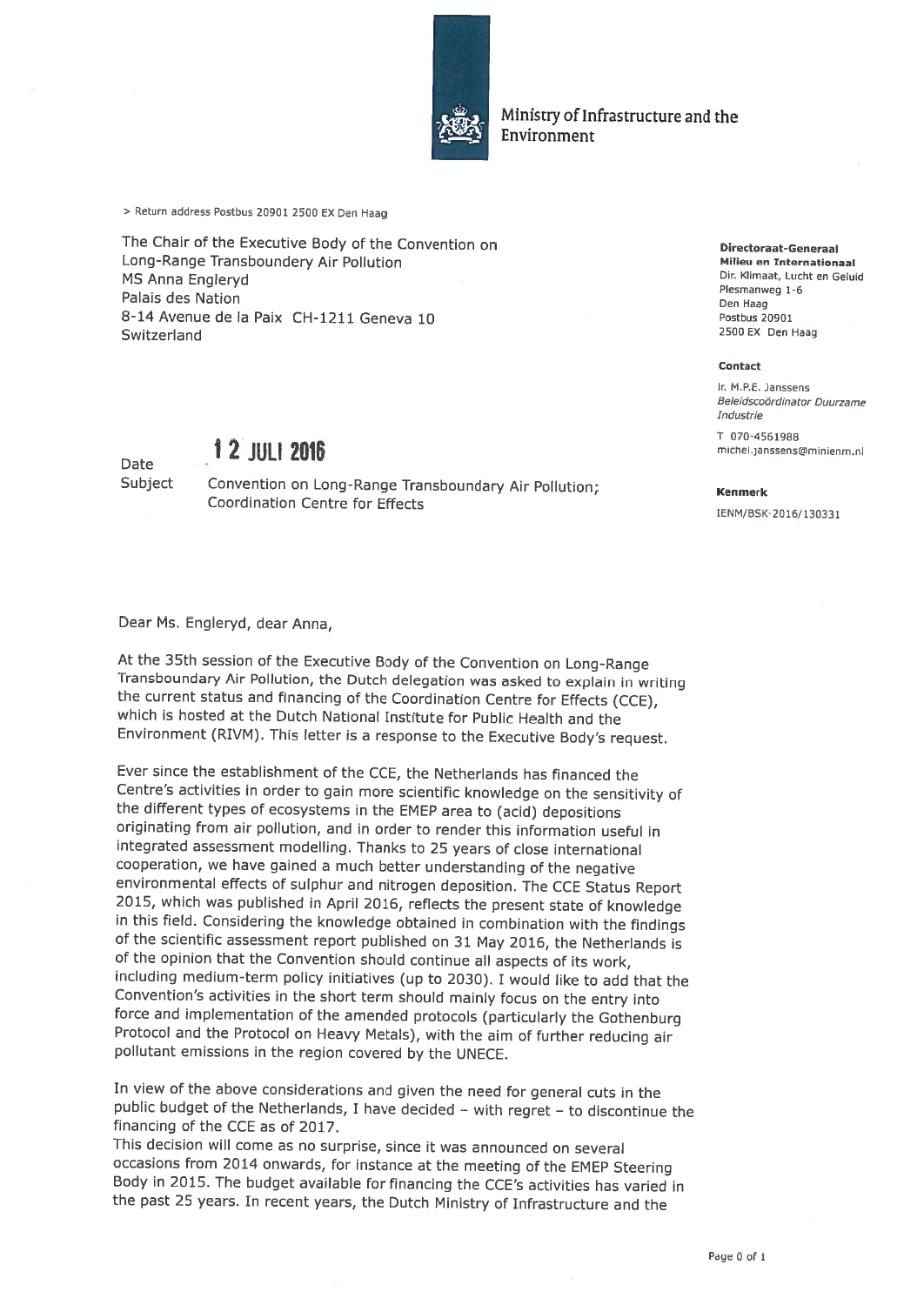Ministry of Infrastructure and the Environment

> Return address Postbus 20901 2500 EX Den Haag

The Chair of the Executive Body of the Convention on Long-Range Transboundery Air Pollution
MS Anna Engleryd
Palais des Nation
8-14 Avenue de la Paix CH-1211 Geneva 10
Switzerland

**Directoraat-Generaal Milieu en Internationaal**
Dir. Klimaat, Lucht en Geluid
Plesmanweg 1-6
Den Haag
Postbus 20901
2500 EX Den Haag

**Contact**

Ir. M.P.E. Janssens
*Beleidscoördinator Duurzame Industrie*

T 070-4561988
michel.janssens@minienm.nl

**Kenmerk**

IENM/BSK-2016/130331

Date 12 JULI 2016
Subject Convention on Long-Range Transboundary Air Pollution; Coordination Centre for Effects

Dear Ms. Engleryd, dear Anna,

At the 35th session of the Executive Body of the Convention on Long-Range Transboundary Air Pollution, the Dutch delegation was asked to explain in writing the current status and financing of the Coordination Centre for Effects (CCE), which is hosted at the Dutch National Institute for Public Health and the Environment (RIVM). This letter is a response to the Executive Body's request.

Ever since the establishment of the CCE, the Netherlands has financed the Centre's activities in order to gain more scientific knowledge on the sensitivity of the different types of ecosystems in the EMEP area to (acid) depositions originating from air pollution, and in order to render this information useful in integrated assessment modelling. Thanks to 25 years of close international cooperation, we have gained a much better understanding of the negative environmental effects of sulphur and nitrogen deposition. The CCE Status Report 2015, which was published in April 2016, reflects the present state of knowledge in this field. Considering the knowledge obtained in combination with the findings of the scientific assessment report published on 31 May 2016, the Netherlands is of the opinion that the Convention should continue all aspects of its work, including medium-term policy initiatives (up to 2030). I would like to add that the Convention's activities in the short term should mainly focus on the entry into force and implementation of the amended protocols (particularly the Gothenburg Protocol and the Protocol on Heavy Metals), with the aim of further reducing air pollutant emissions in the region covered by the UNECE.

In view of the above considerations and given the need for general cuts in the public budget of the Netherlands, I have decided – with regret – to discontinue the financing of the CCE as of 2017.
This decision will come as no surprise, since it was announced on several occasions from 2014 onwards, for instance at the meeting of the EMEP Steering Body in 2015. The budget available for financing the CCE's activities has varied in the past 25 years. In recent years, the Dutch Ministry of Infrastructure and the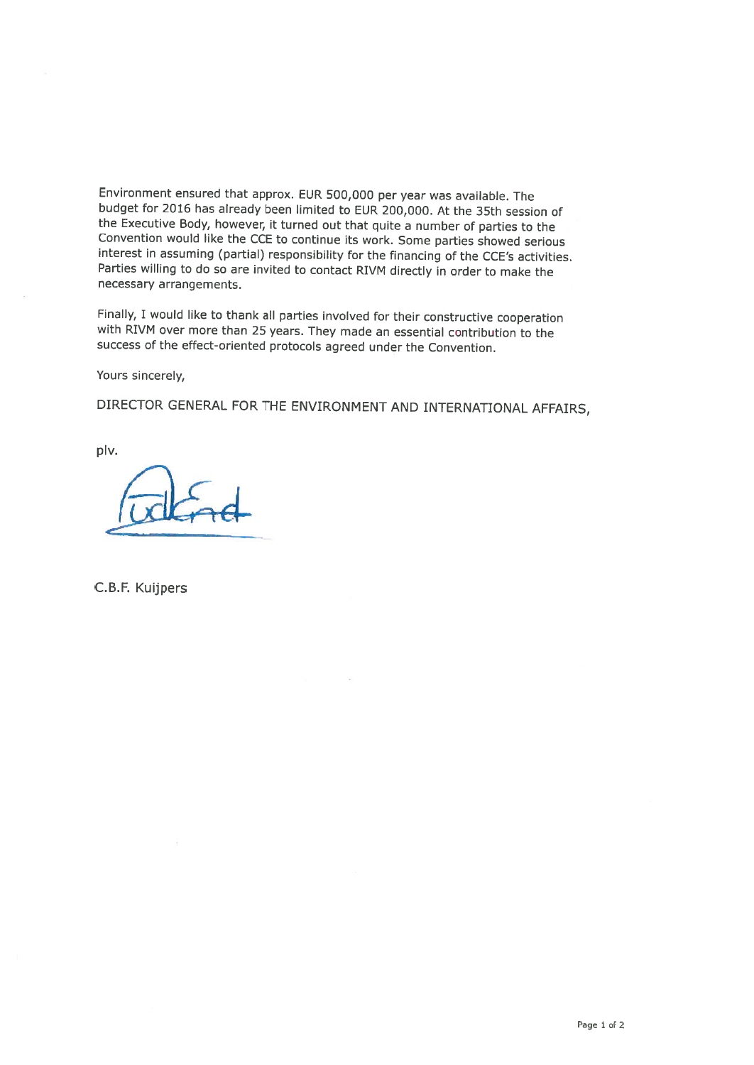Environment ensured that approx. EUR 500,000 per year was available. The budget for 2016 has already been limited to EUR 200,000. At the 35th session of the Executive Body, however, it turned out that quite a number of parties to the Convention would like the CCE to continue its work. Some parties showed serious interest in assuming (partial) responsibility for the financing of the CCE's activities. Parties willing to do so are invited to contact RIVM directly in order to make the necessary arrangements.

Finally, I would like to thank all parties involved for their constructive cooperation with RIVM over more than 25 years. They made an essential contribution to the success of the effect-oriented protocols agreed under the Convention.

Yours sincerely,

DIRECTOR GENERAL FOR THE ENVIRONMENT AND INTERNATIONAL AFFAIRS,

plv.

C.B.F. Kuijpers